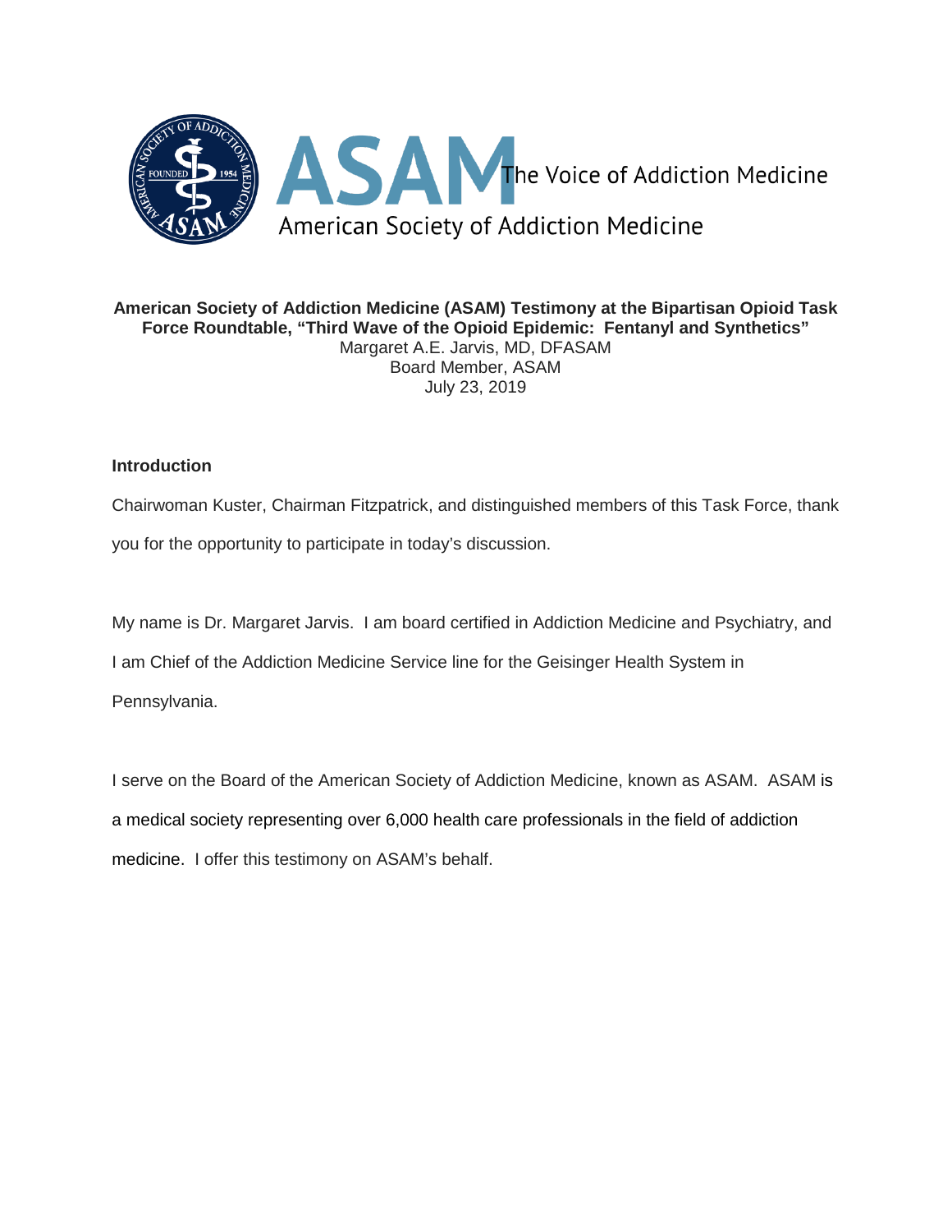ASAM The Voice of Addiction Medicine

American Society of Addiction Medicine

**American Society of Addiction Medicine (ASAM) Testimony at the Bipartisan Opioid Task Force Roundtable, "Third Wave of the Opioid Epidemic: Fentanyl and Synthetics"**

Margaret A.E. Jarvis, MD, DFASAM

Board Member, ASAM

July 23, 2019

**Introduction**

Chairwoman Kuster, Chairman Fitzpatrick, and distinguished members of this Task Force, thank you for the opportunity to participate in today's discussion.

My name is Dr. Margaret Jarvis. I am board certified in Addiction Medicine and Psychiatry, and I am Chief of the Addiction Medicine Service line for the Geisinger Health System in Pennsylvania.

I serve on the Board of the American Society of Addiction Medicine, known as ASAM. ASAM is a medical society representing over 6,000 health care professionals in the field of addiction medicine. I offer this testimony on ASAM's behalf.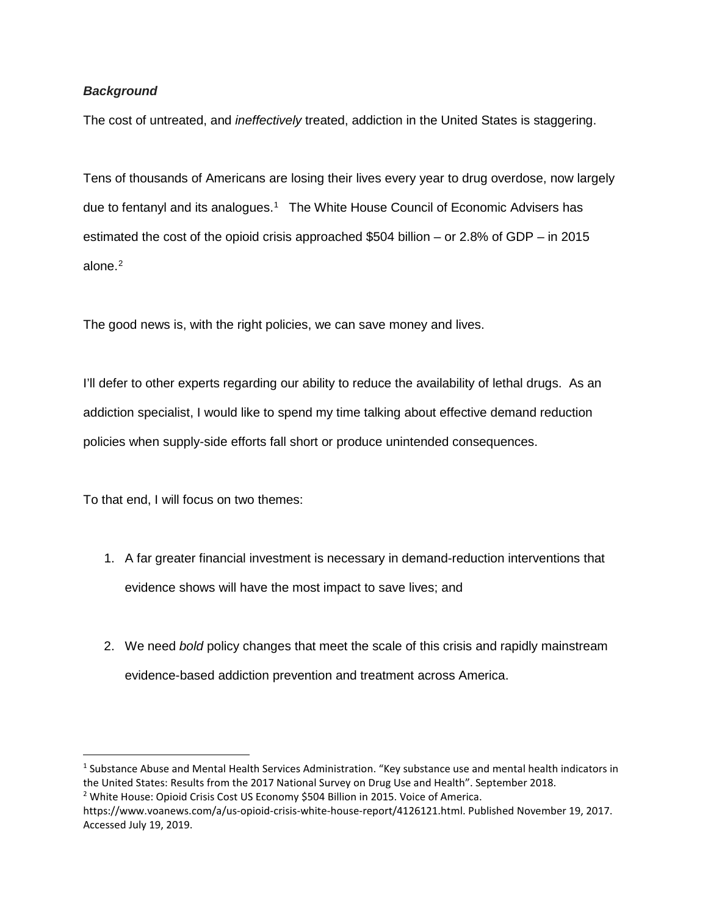***Background***

The cost of untreated, and *ineffectively* treated, addiction in the United States is staggering.

Tens of thousands of Americans are losing their lives every year to drug overdose, now largely due to fentanyl and its analogues.[1] The White House Council of Economic Advisers has estimated the cost of the opioid crisis approached $504 billion – or 2.8% of GDP – in 2015 alone.[2]

The good news is, with the right policies, we can save money and lives.

I'll defer to other experts regarding our ability to reduce the availability of lethal drugs. As an addiction specialist, I would like to spend my time talking about effective demand reduction policies when supply-side efforts fall short or produce unintended consequences.

To that end, I will focus on two themes:

1. A far greater financial investment is necessary in demand-reduction interventions that evidence shows will have the most impact to save lives; and

2. We need *bold* policy changes that meet the scale of this crisis and rapidly mainstream evidence-based addiction prevention and treatment across America.

---

[1] Substance Abuse and Mental Health Services Administration. "Key substance use and mental health indicators in the United States: Results from the 2017 National Survey on Drug Use and Health". September 2018.

[2] White House: Opioid Crisis Cost US Economy $504 Billion in 2015. Voice of America. https://www.voanews.com/a/us-opioid-crisis-white-house-report/4126121.html. Published November 19, 2017. Accessed July 19, 2019.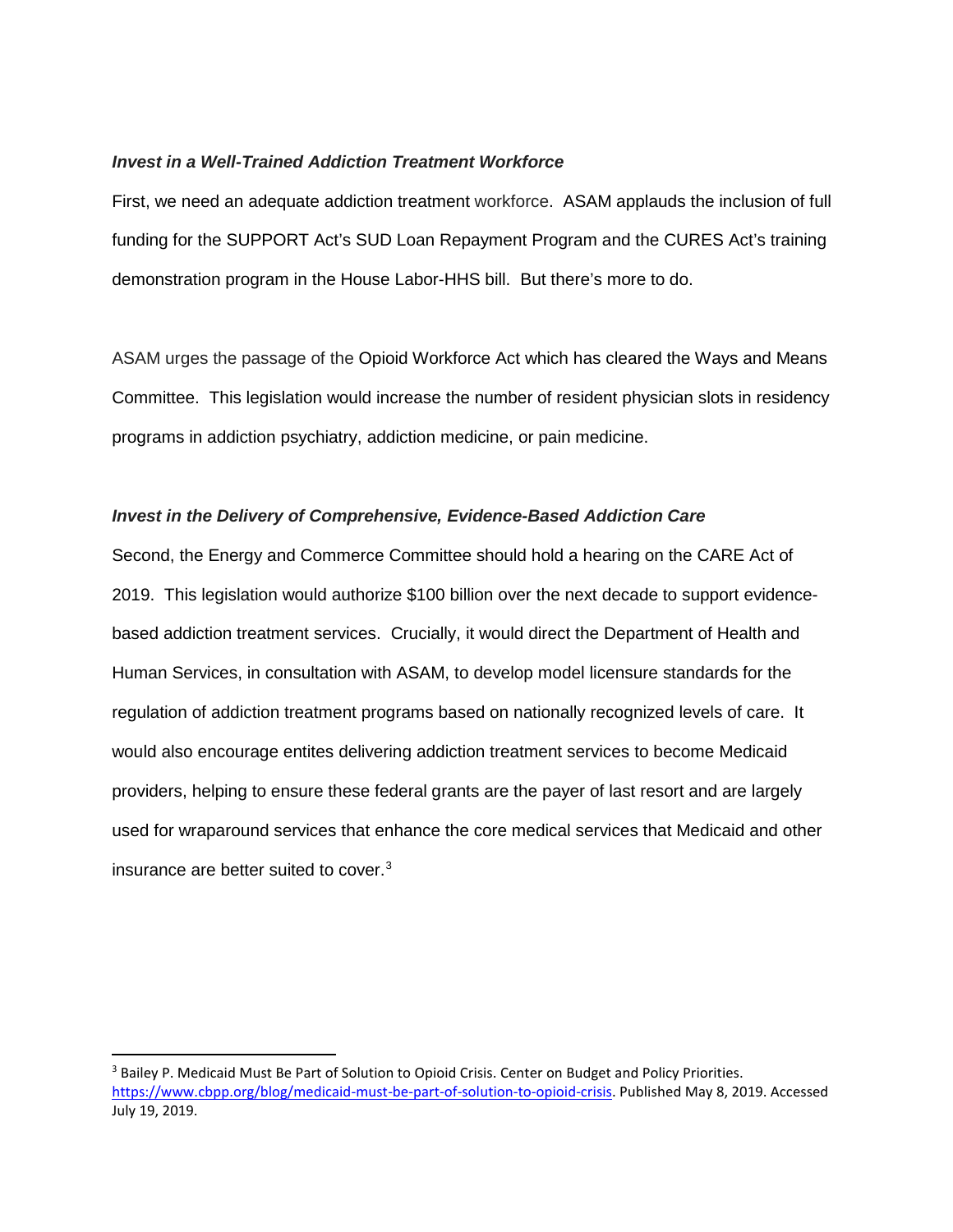### ***Invest in a Well-Trained Addiction Treatment Workforce***

First, we need an adequate addiction treatment workforce. ASAM applauds the inclusion of full funding for the SUPPORT Act's SUD Loan Repayment Program and the CURES Act's training demonstration program in the House Labor-HHS bill. But there's more to do.

ASAM urges the passage of the Opioid Workforce Act which has cleared the Ways and Means Committee. This legislation would increase the number of resident physician slots in residency programs in addiction psychiatry, addiction medicine, or pain medicine.

### ***Invest in the Delivery of Comprehensive, Evidence-Based Addiction Care***

Second, the Energy and Commerce Committee should hold a hearing on the CARE Act of 2019. This legislation would authorize $100 billion over the next decade to support evidence-based addiction treatment services. Crucially, it would direct the Department of Health and Human Services, in consultation with ASAM, to develop model licensure standards for the regulation of addiction treatment programs based on nationally recognized levels of care. It would also encourage entites delivering addiction treatment services to become Medicaid providers, helping to ensure these federal grants are the payer of last resort and are largely used for wraparound services that enhance the core medical services that Medicaid and other insurance are better suited to cover.[3]

---

[3] Bailey P. Medicaid Must Be Part of Solution to Opioid Crisis. Center on Budget and Policy Priorities. https://www.cbpp.org/blog/medicaid-must-be-part-of-solution-to-opioid-crisis. Published May 8, 2019. Accessed July 19, 2019.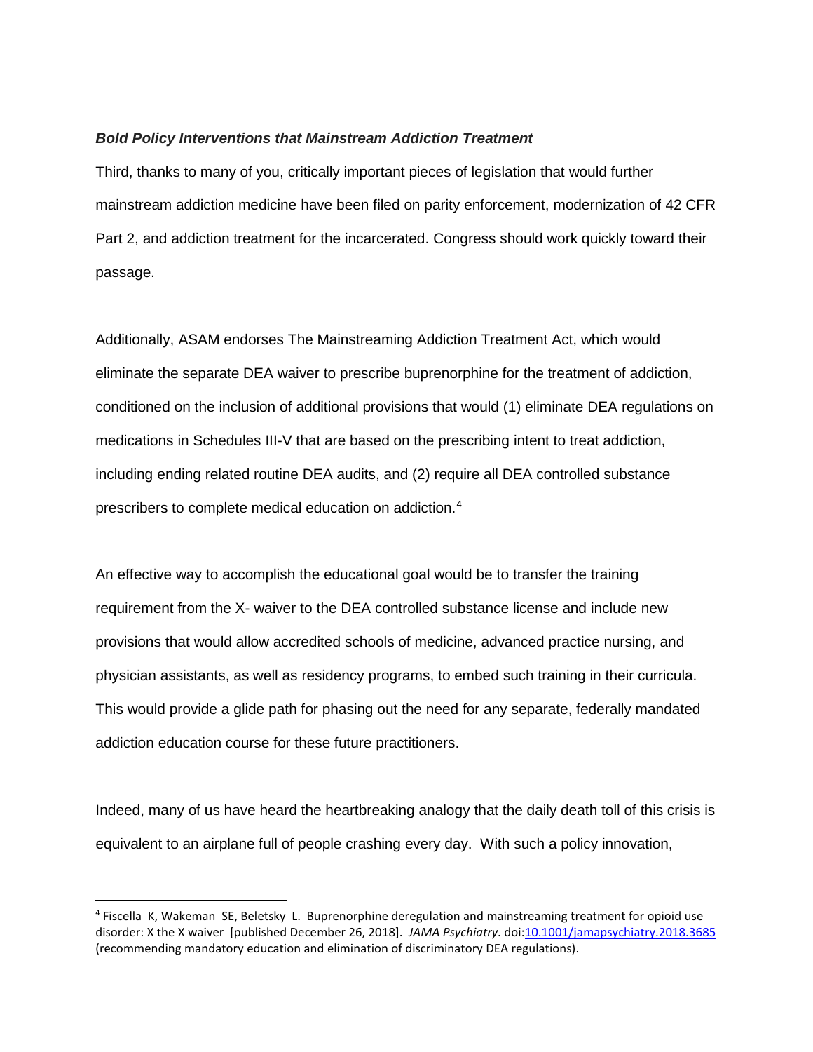***Bold Policy Interventions that Mainstream Addiction Treatment***

Third, thanks to many of you, critically important pieces of legislation that would further mainstream addiction medicine have been filed on parity enforcement, modernization of 42 CFR Part 2, and addiction treatment for the incarcerated. Congress should work quickly toward their passage.

Additionally, ASAM endorses The Mainstreaming Addiction Treatment Act, which would eliminate the separate DEA waiver to prescribe buprenorphine for the treatment of addiction, conditioned on the inclusion of additional provisions that would (1) eliminate DEA regulations on medications in Schedules III-V that are based on the prescribing intent to treat addiction, including ending related routine DEA audits, and (2) require all DEA controlled substance prescribers to complete medical education on addiction.[4]

An effective way to accomplish the educational goal would be to transfer the training requirement from the X- waiver to the DEA controlled substance license and include new provisions that would allow accredited schools of medicine, advanced practice nursing, and physician assistants, as well as residency programs, to embed such training in their curricula. This would provide a glide path for phasing out the need for any separate, federally mandated addiction education course for these future practitioners.

Indeed, many of us have heard the heartbreaking analogy that the daily death toll of this crisis is equivalent to an airplane full of people crashing every day. With such a policy innovation,

---

[4] Fiscella K, Wakeman SE, Beletsky L. Buprenorphine deregulation and mainstreaming treatment for opioid use disorder: X the X waiver [published December 26, 2018]. *JAMA Psychiatry*. doi:10.1001/jamapsychiatry.2018.3685 (recommending mandatory education and elimination of discriminatory DEA regulations).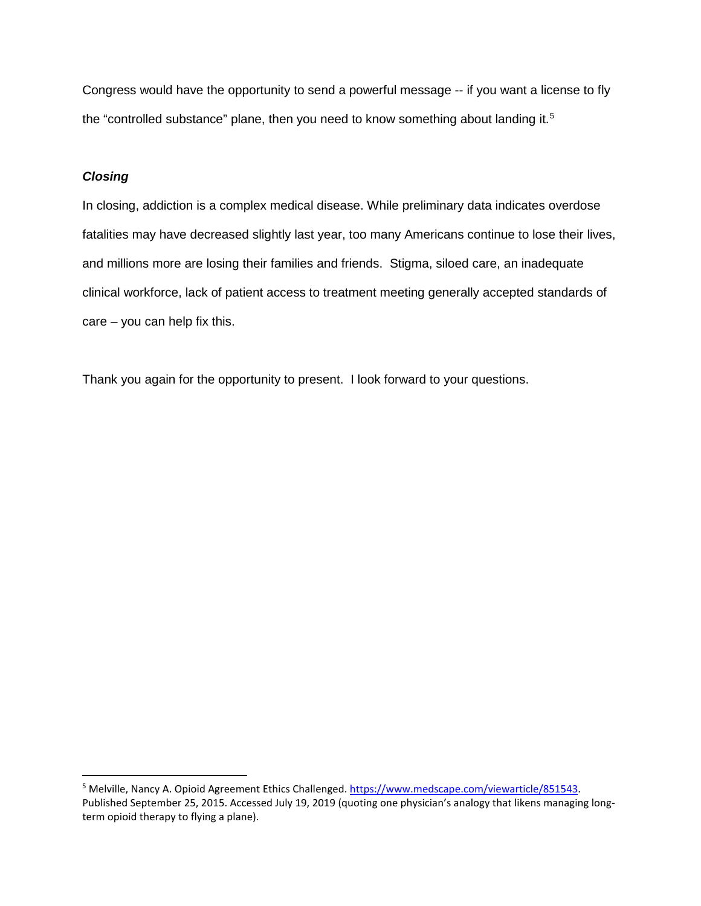Congress would have the opportunity to send a powerful message -- if you want a license to fly the "controlled substance" plane, then you need to know something about landing it.[5]

### *Closing*

In closing, addiction is a complex medical disease. While preliminary data indicates overdose fatalities may have decreased slightly last year, too many Americans continue to lose their lives, and millions more are losing their families and friends. Stigma, siloed care, an inadequate clinical workforce, lack of patient access to treatment meeting generally accepted standards of care – you can help fix this.

Thank you again for the opportunity to present. I look forward to your questions.

---

[5] Melville, Nancy A. Opioid Agreement Ethics Challenged. https://www.medscape.com/viewarticle/851543. Published September 25, 2015. Accessed July 19, 2019 (quoting one physician's analogy that likens managing long-term opioid therapy to flying a plane).